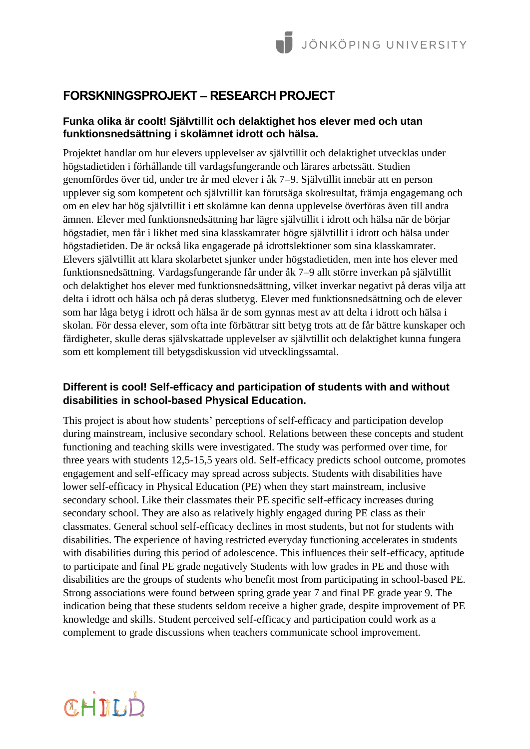# FORSKNINGSPROJEKT – RESEARCH PROJECT

## Funka olika är coolt! Självtillit och delaktighet hos elever med och utan funktionsnedsättning i skolämnet idrott och hälsa.

Projektet handlar om hur elevers upplevelser av självtillit och delaktighet utvecklas under högstadietiden i förhållande till vardagsfungerande och lärares arbetssätt. Studien genomfördes över tid, under tre år med elever i åk 7–9. Självtillit innebär att en person upplever sig som kompetent och självtillit kan förutsäga skolresultat, främja engagemang och om en elev har hög självtillit i ett skolämne kan denna upplevelse överföras även till andra ämnen. Elever med funktionsnedsättning har lägre självtillit i idrott och hälsa när de börjar högstadiet, men får i likhet med sina klasskamrater högre självtillit i idrott och hälsa under högstadietiden. De är också lika engagerade på idrottslektioner som sina klasskamrater. Elevers självtillit att klara skolarbetet sjunker under högstadietiden, men inte hos elever med funktionsnedsättning. Vardagsfungerande får under åk 7–9 allt större inverkan på självtillit och delaktighet hos elever med funktionsnedsättning, vilket inverkar negativt på deras vilja att delta i idrott och hälsa och på deras slutbetyg. Elever med funktionsnedsättning och de elever som har låga betyg i idrott och hälsa är de som gynnas mest av att delta i idrott och hälsa i skolan. För dessa elever, som ofta inte förbättrar sitt betyg trots att de får bättre kunskaper och färdigheter, skulle deras självskattade upplevelser av självtillit och delaktighet kunna fungera som ett komplement till betygsdiskussion vid utvecklingssamtal.

## Different is cool! Self-efficacy and participation of students with and without disabilities in school-based Physical Education.

This project is about how students' perceptions of self-efficacy and participation develop during mainstream, inclusive secondary school. Relations between these concepts and student functioning and teaching skills were investigated. The study was performed over time, for three years with students 12,5-15,5 years old. Self-efficacy predicts school outcome, promotes engagement and self-efficacy may spread across subjects. Students with disabilities have lower self-efficacy in Physical Education (PE) when they start mainstream, inclusive secondary school. Like their classmates their PE specific self-efficacy increases during secondary school. They are also as relatively highly engaged during PE class as their classmates. General school self-efficacy declines in most students, but not for students with disabilities. The experience of having restricted everyday functioning accelerates in students with disabilities during this period of adolescence. This influences their self-efficacy, aptitude to participate and final PE grade negatively Students with low grades in PE and those with disabilities are the groups of students who benefit most from participating in school-based PE. Strong associations were found between spring grade year 7 and final PE grade year 9. The indication being that these students seldom receive a higher grade, despite improvement of PE knowledge and skills. Student perceived self-efficacy and participation could work as a complement to grade discussions when teachers communicate school improvement.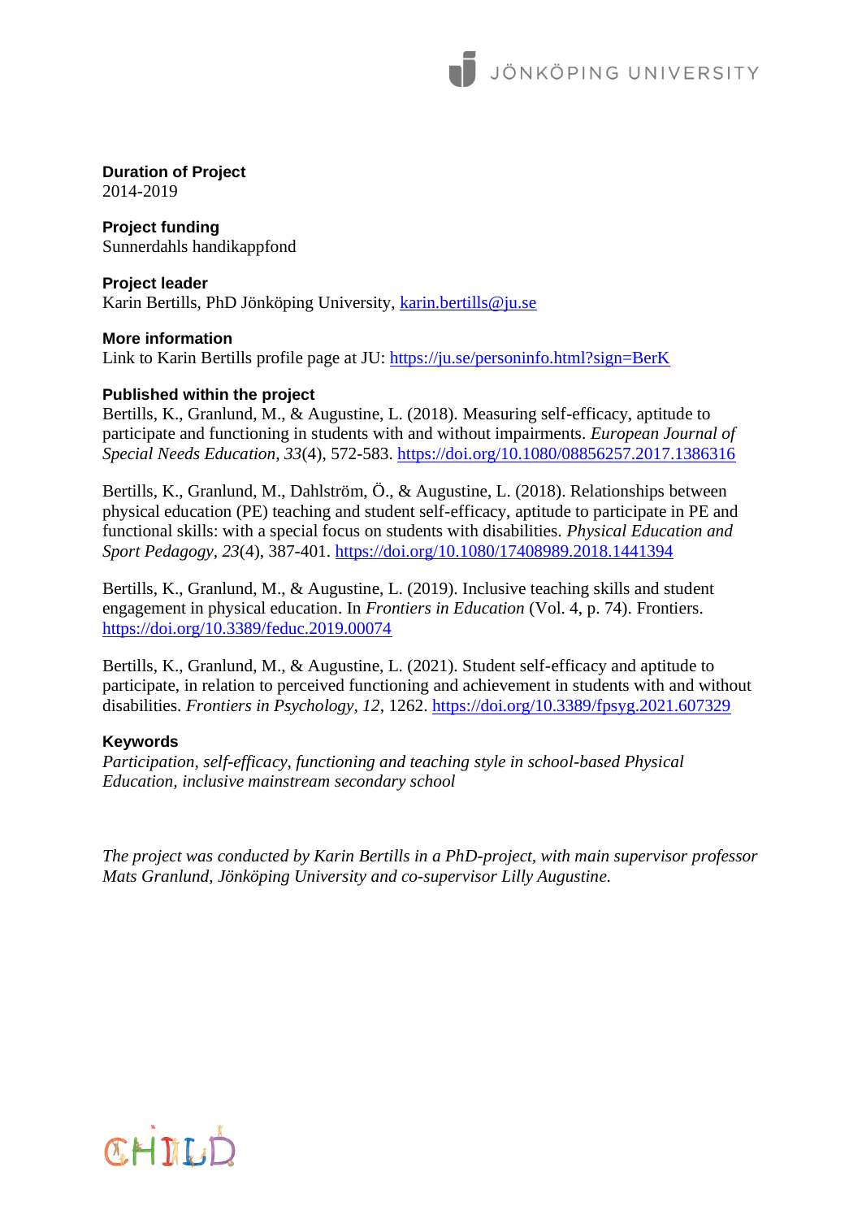**Duration of Project**
2014-2019

**Project funding**
Sunnerdahls handikappfond

**Project leader**
Karin Bertills, PhD Jönköping University, karin.bertills@ju.se

**More information**
Link to Karin Bertills profile page at JU: https://ju.se/personinfo.html?sign=BerK

**Published within the project**

Bertills, K., Granlund, M., & Augustine, L. (2018). Measuring self-efficacy, aptitude to participate and functioning in students with and without impairments. *European Journal of Special Needs Education, 33*(4), 572-583. https://doi.org/10.1080/08856257.2017.1386316

Bertills, K., Granlund, M., Dahlström, Ö., & Augustine, L. (2018). Relationships between physical education (PE) teaching and student self-efficacy, aptitude to participate in PE and functional skills: with a special focus on students with disabilities. *Physical Education and Sport Pedagogy, 23*(4), 387-401. https://doi.org/10.1080/17408989.2018.1441394

Bertills, K., Granlund, M., & Augustine, L. (2019). Inclusive teaching skills and student engagement in physical education. In *Frontiers in Education* (Vol. 4, p. 74). Frontiers. https://doi.org/10.3389/feduc.2019.00074

Bertills, K., Granlund, M., & Augustine, L. (2021). Student self-efficacy and aptitude to participate, in relation to perceived functioning and achievement in students with and without disabilities. *Frontiers in Psychology, 12*, 1262. https://doi.org/10.3389/fpsyg.2021.607329

**Keywords**
*Participation, self-efficacy, functioning and teaching style in school-based Physical Education, inclusive mainstream secondary school*

*The project was conducted by Karin Bertills in a PhD-project, with main supervisor professor Mats Granlund, Jönköping University and co-supervisor Lilly Augustine.*